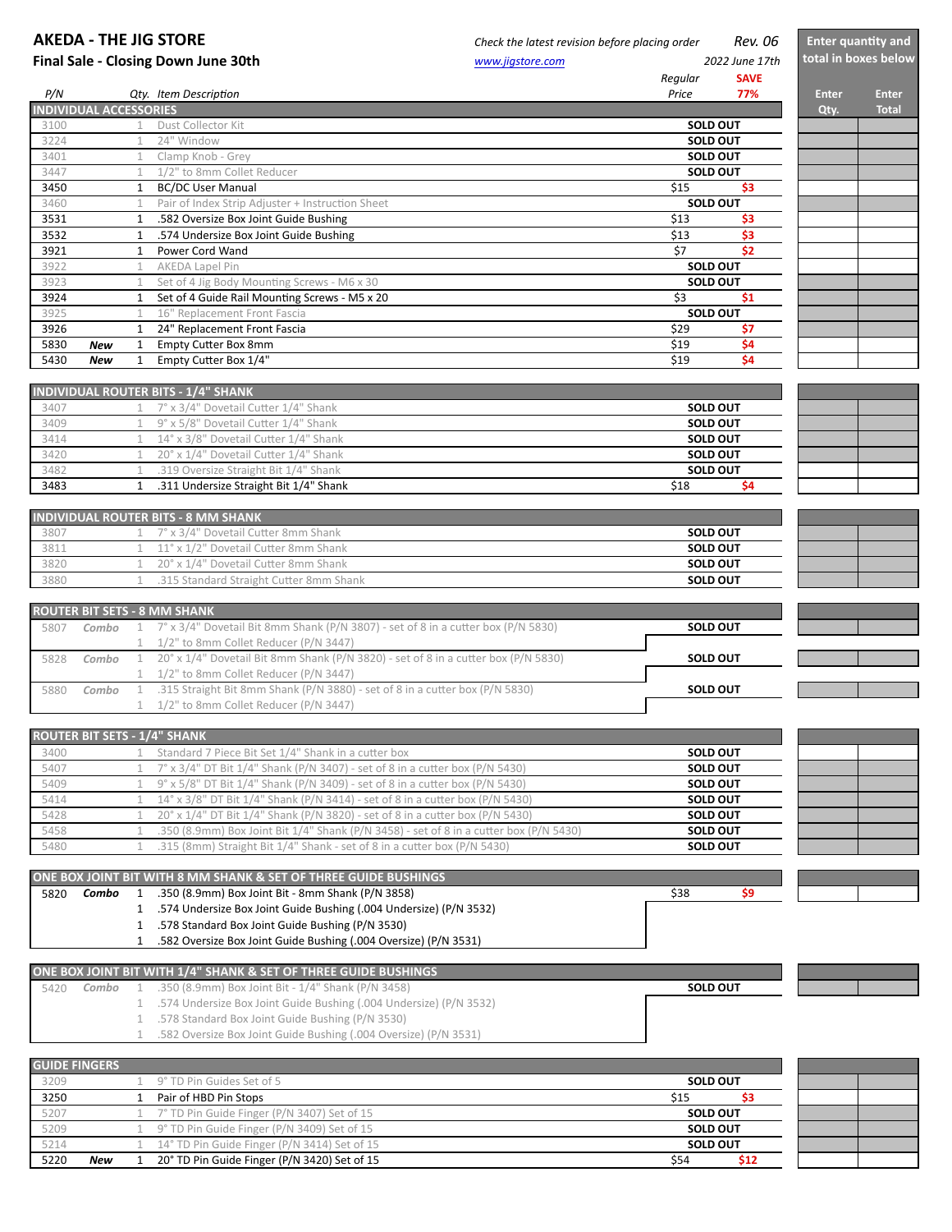# AKEDA - THE JIG STORE

## Final Sale - Closing Down June 30th

*Check the latest revision before placing order* — *Rev. 06*

*www.jigstore.com* — *2022 June 17th*

**Enter quantity and total in boxes below**

| *P/N* | | *Qty.* | *Item Description* | *Regular Price* | **SAVE 77%** | **Enter Qty.** | **Enter Total** |
|---|---|---|---|---|---|---|---|
| **INDIVIDUAL ACCESSORIES** | | | | | | | |
| 3100 | | 1 | Dust Collector Kit | **SOLD OUT** | | | |
| 3224 | | 1 | 24" Window | **SOLD OUT** | | | |
| 3401 | | 1 | Clamp Knob - Grey | **SOLD OUT** | | | |
| 3447 | | 1 | 1/2" to 8mm Collet Reducer | **SOLD OUT** | | | |
| 3450 | | 1 | BC/DC User Manual | $15 | **$3** | | |
| 3460 | | 1 | Pair of Index Strip Adjuster + Instruction Sheet | **SOLD OUT** | | | |
| 3531 | | 1 | .582 Oversize Box Joint Guide Bushing | $13 | **$3** | | |
| 3532 | | 1 | .574 Undersize Box Joint Guide Bushing | $13 | **$3** | | |
| 3921 | | 1 | Power Cord Wand | $7 | **$2** | | |
| 3922 | | 1 | AKEDA Lapel Pin | **SOLD OUT** | | | |
| 3923 | | 1 | Set of 4 Jig Body Mounting Screws - M6 x 30 | **SOLD OUT** | | | |
| 3924 | | 1 | Set of 4 Guide Rail Mounting Screws - M5 x 20 | $3 | **$1** | | |
| 3925 | | 1 | 16" Replacement Front Fascia | **SOLD OUT** | | | |
| 3926 | | 1 | 24" Replacement Front Fascia | $29 | **$7** | | |
| 5830 | ***New*** | 1 | Empty Cutter Box 8mm | $19 | **$4** | | |
| 5430 | ***New*** | 1 | Empty Cutter Box 1/4" | $19 | **$4** | | |
| **INDIVIDUAL ROUTER BITS - 1/4" SHANK** | | | | | | | |
| 3407 | | 1 | 7° x 3/4" Dovetail Cutter 1/4" Shank | **SOLD OUT** | | | |
| 3409 | | 1 | 9° x 5/8" Dovetail Cutter 1/4" Shank | **SOLD OUT** | | | |
| 3414 | | 1 | 14° x 3/8" Dovetail Cutter 1/4" Shank | **SOLD OUT** | | | |
| 3420 | | 1 | 20° x 1/4" Dovetail Cutter 1/4" Shank | **SOLD OUT** | | | |
| 3482 | | 1 | .319 Oversize Straight Bit 1/4" Shank | **SOLD OUT** | | | |
| 3483 | | 1 | .311 Undersize Straight Bit 1/4" Shank | $18 | **$4** | | |
| **INDIVIDUAL ROUTER BITS - 8 MM SHANK** | | | | | | | |
| 3807 | | 1 | 7° x 3/4" Dovetail Cutter 8mm Shank | **SOLD OUT** | | | |
| 3811 | | 1 | 11° x 1/2" Dovetail Cutter 8mm Shank | **SOLD OUT** | | | |
| 3820 | | 1 | 20° x 1/4" Dovetail Cutter 8mm Shank | **SOLD OUT** | | | |
| 3880 | | 1 | .315 Standard Straight Cutter 8mm Shank | **SOLD OUT** | | | |
| **ROUTER BIT SETS - 8 MM SHANK** | | | | | | | |
| 5807 | ***Combo*** | 1 | 7° x 3/4" Dovetail Bit 8mm Shank (P/N 3807) - set of 8 in a cutter box (P/N 5830) | **SOLD OUT** | | | |
| | | 1 | 1/2" to 8mm Collet Reducer (P/N 3447) | | | | |
| 5828 | ***Combo*** | 1 | 20° x 1/4" Dovetail Bit 8mm Shank (P/N 3820) - set of 8 in a cutter box (P/N 5830) | **SOLD OUT** | | | |
| | | 1 | 1/2" to 8mm Collet Reducer (P/N 3447) | | | | |
| 5880 | ***Combo*** | 1 | .315 Straight Bit 8mm Shank (P/N 3880) - set of 8 in a cutter box (P/N 5830) | **SOLD OUT** | | | |
| | | 1 | 1/2" to 8mm Collet Reducer (P/N 3447) | | | | |
| **ROUTER BIT SETS - 1/4" SHANK** | | | | | | | |
| 3400 | | 1 | Standard 7 Piece Bit Set 1/4" Shank in a cutter box | **SOLD OUT** | | | |
| 5407 | | 1 | 7° x 3/4" DT Bit 1/4" Shank (P/N 3407) - set of 8 in a cutter box (P/N 5430) | **SOLD OUT** | | | |
| 5409 | | 1 | 9° x 5/8" DT Bit 1/4" Shank (P/N 3409) - set of 8 in a cutter box (P/N 5430) | **SOLD OUT** | | | |
| 5414 | | 1 | 14° x 3/8" DT Bit 1/4" Shank (P/N 3414) - set of 8 in a cutter box (P/N 5430) | **SOLD OUT** | | | |
| 5428 | | 1 | 20° x 1/4" DT Bit 1/4" Shank (P/N 3820) - set of 8 in a cutter box (P/N 5430) | **SOLD OUT** | | | |
| 5458 | | 1 | .350 (8.9mm) Box Joint Bit 1/4" Shank (P/N 3458) - set of 8 in a cutter box (P/N 5430) | **SOLD OUT** | | | |
| 5480 | | 1 | .315 (8mm) Straight Bit 1/4" Shank - set of 8 in a cutter box (P/N 5430) | **SOLD OUT** | | | |
| **ONE BOX JOINT BIT WITH 8 MM SHANK & SET OF THREE GUIDE BUSHINGS** | | | | | | | |
| 5820 | ***Combo*** | 1 | .350 (8.9mm) Box Joint Bit - 8mm Shank (P/N 3858) | $38 | **$9** | | |
| | | 1 | .574 Undersize Box Joint Guide Bushing (.004 Undersize) (P/N 3532) | | | | |
| | | 1 | .578 Standard Box Joint Guide Bushing (P/N 3530) | | | | |
| | | 1 | .582 Oversize Box Joint Guide Bushing (.004 Oversize) (P/N 3531) | | | | |
| **ONE BOX JOINT BIT WITH 1/4" SHANK & SET OF THREE GUIDE BUSHINGS** | | | | | | | |
| 5420 | ***Combo*** | 1 | .350 (8.9mm) Box Joint Bit - 1/4" Shank (P/N 3458) | **SOLD OUT** | | | |
| | | 1 | .574 Undersize Box Joint Guide Bushing (.004 Undersize) (P/N 3532) | | | | |
| | | 1 | .578 Standard Box Joint Guide Bushing (P/N 3530) | | | | |
| | | 1 | .582 Oversize Box Joint Guide Bushing (.004 Oversize) (P/N 3531) | | | | |
| **GUIDE FINGERS** | | | | | | | |
| 3209 | | 1 | 9° TD Pin Guides Set of 5 | **SOLD OUT** | | | |
| 3250 | | 1 | Pair of HBD Pin Stops | $15 | **$3** | | |
| 5207 | | 1 | 7° TD Pin Guide Finger (P/N 3407) Set of 15 | **SOLD OUT** | | | |
| 5209 | | 1 | 9° TD Pin Guide Finger (P/N 3409) Set of 15 | **SOLD OUT** | | | |
| 5214 | | 1 | 14° TD Pin Guide Finger (P/N 3414) Set of 15 | **SOLD OUT** | | | |
| 5220 | ***New*** | 1 | 20° TD Pin Guide Finger (P/N 3420) Set of 15 | $54 | **$12** | | |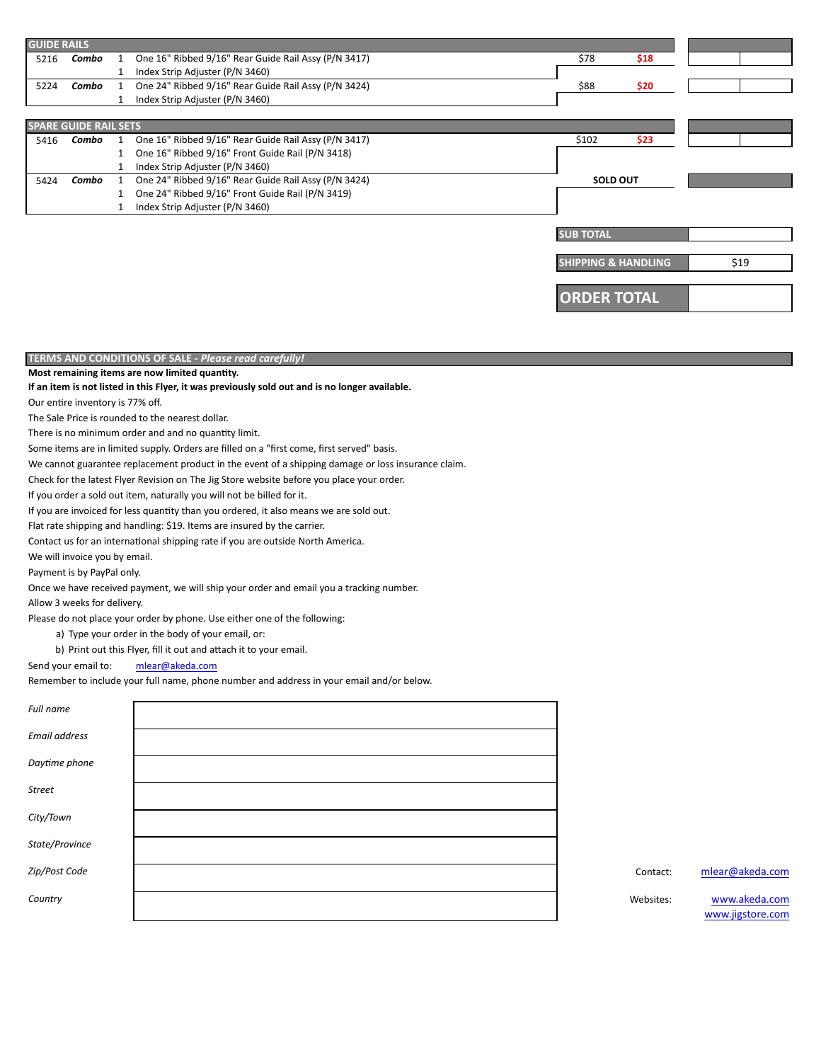| GUIDE RAILS | | | | | | | |
|---|---|---|---|---|---|---|---|
| 5216 | *Combo* | 1 | One 16" Ribbed 9/16" Rear Guide Rail Assy (P/N 3417) | $78 | $18 | | |
| | | 1 | Index Strip Adjuster (P/N 3460) | | | | |
| 5224 | *Combo* | 1 | One 24" Ribbed 9/16" Rear Guide Rail Assy (P/N 3424) | $88 | $20 | | |
| | | 1 | Index Strip Adjuster (P/N 3460) | | | | |

| SPARE GUIDE RAIL SETS | | | | | | | |
|---|---|---|---|---|---|---|---|
| 5416 | *Combo* | 1 | One 16" Ribbed 9/16" Rear Guide Rail Assy (P/N 3417) | $102 | $23 | | |
| | | 1 | One 16" Ribbed 9/16" Front Guide Rail (P/N 3418) | | | | |
| | | 1 | Index Strip Adjuster (P/N 3460) | | | | |
| 5424 | *Combo* | 1 | One 24" Ribbed 9/16" Rear Guide Rail Assy (P/N 3424) | **SOLD OUT** | | | |
| | | 1 | One 24" Ribbed 9/16" Front Guide Rail (P/N 3419) | | | | |
| | | 1 | Index Strip Adjuster (P/N 3460) | | | | |

| | |
|---|---|
| **SUB TOTAL** | |
| **SHIPPING & HANDLING** | $19 |
| **ORDER TOTAL** | |

## TERMS AND CONDITIONS OF SALE - *Please read carefully!*

**Most remaining items are now limited quantity.**

**If an item is not listed in this Flyer, it was previously sold out and is no longer available.**

Our entire inventory is 77% off.

The Sale Price is rounded to the nearest dollar.

There is no minimum order and and no quantity limit.

Some items are in limited supply. Orders are filled on a "first come, first served" basis.

We cannot guarantee replacement product in the event of a shipping damage or loss insurance claim.

Check for the latest Flyer Revision on The Jig Store website before you place your order.

If you order a sold out item, naturally you will not be billed for it.

If you are invoiced for less quantity than you ordered, it also means we are sold out.

Flat rate shipping and handling: $19. Items are insured by the carrier.

Contact us for an international shipping rate if you are outside North America.

We will invoice you by email.

Payment is by PayPal only.

Once we have received payment, we will ship your order and email you a tracking number.

Allow 3 weeks for delivery.

Please do not place your order by phone. Use either one of the following:

a) Type your order in the body of your email, or:

b) Print out this Flyer, fill it out and attach it to your email.

Send your email to: mlear@akeda.com

Remember to include your full name, phone number and address in your email and/or below.

| | |
|---|---|
| *Full name* | |
| *Email address* | |
| *Daytime phone* | |
| *Street* | |
| *City/Town* | |
| *State/Province* | |
| *Zip/Post Code* | |
| *Country* | |

Contact: mlear@akeda.com

Websites: www.akeda.com
www.jigstore.com